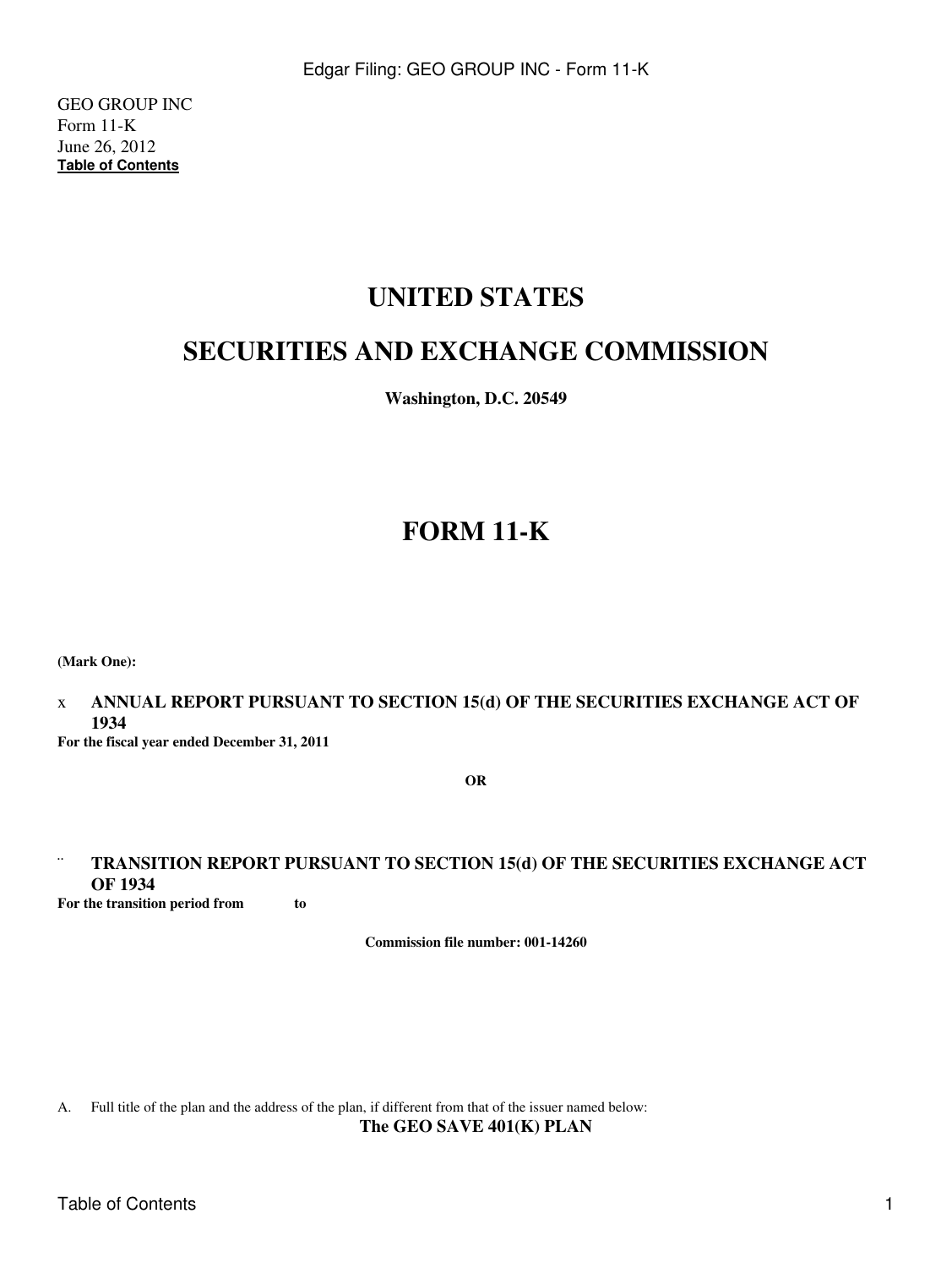GEO GROUP INC
Form 11-K
June 26, 2012
**Table of Contents**

# UNITED STATES

# SECURITIES AND EXCHANGE COMMISSION

**Washington, D.C. 20549**

# FORM 11-K

**(Mark One):**

x **ANNUAL REPORT PURSUANT TO SECTION 15(d) OF THE SECURITIES EXCHANGE ACT OF 1934**
**For the fiscal year ended December 31, 2011**

**OR**

¨ **TRANSITION REPORT PURSUANT TO SECTION 15(d) OF THE SECURITIES EXCHANGE ACT OF 1934**
**For the transition period from to**

**Commission file number: 001-14260**

A. Full title of the plan and the address of the plan, if different from that of the issuer named below:

**The GEO SAVE 401(K) PLAN**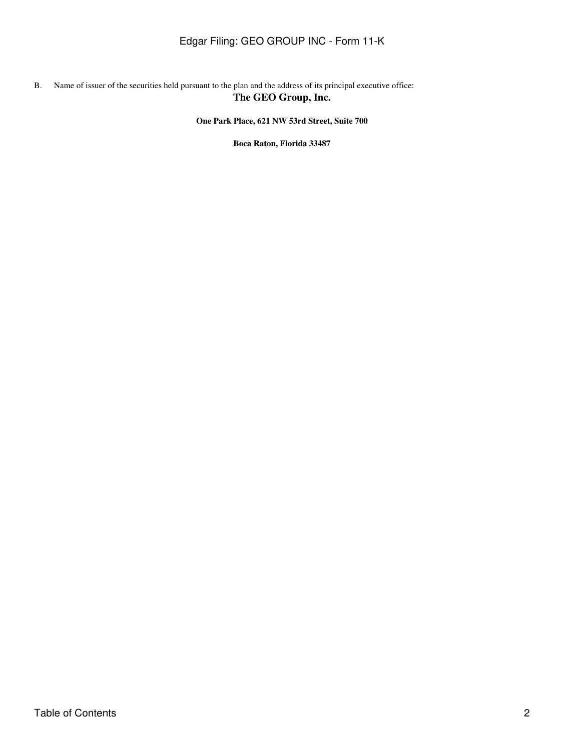B. Name of issuer of the securities held pursuant to the plan and the address of its principal executive office:

**The GEO Group, Inc.**

**One Park Place, 621 NW 53rd Street, Suite 700**

**Boca Raton, Florida 33487**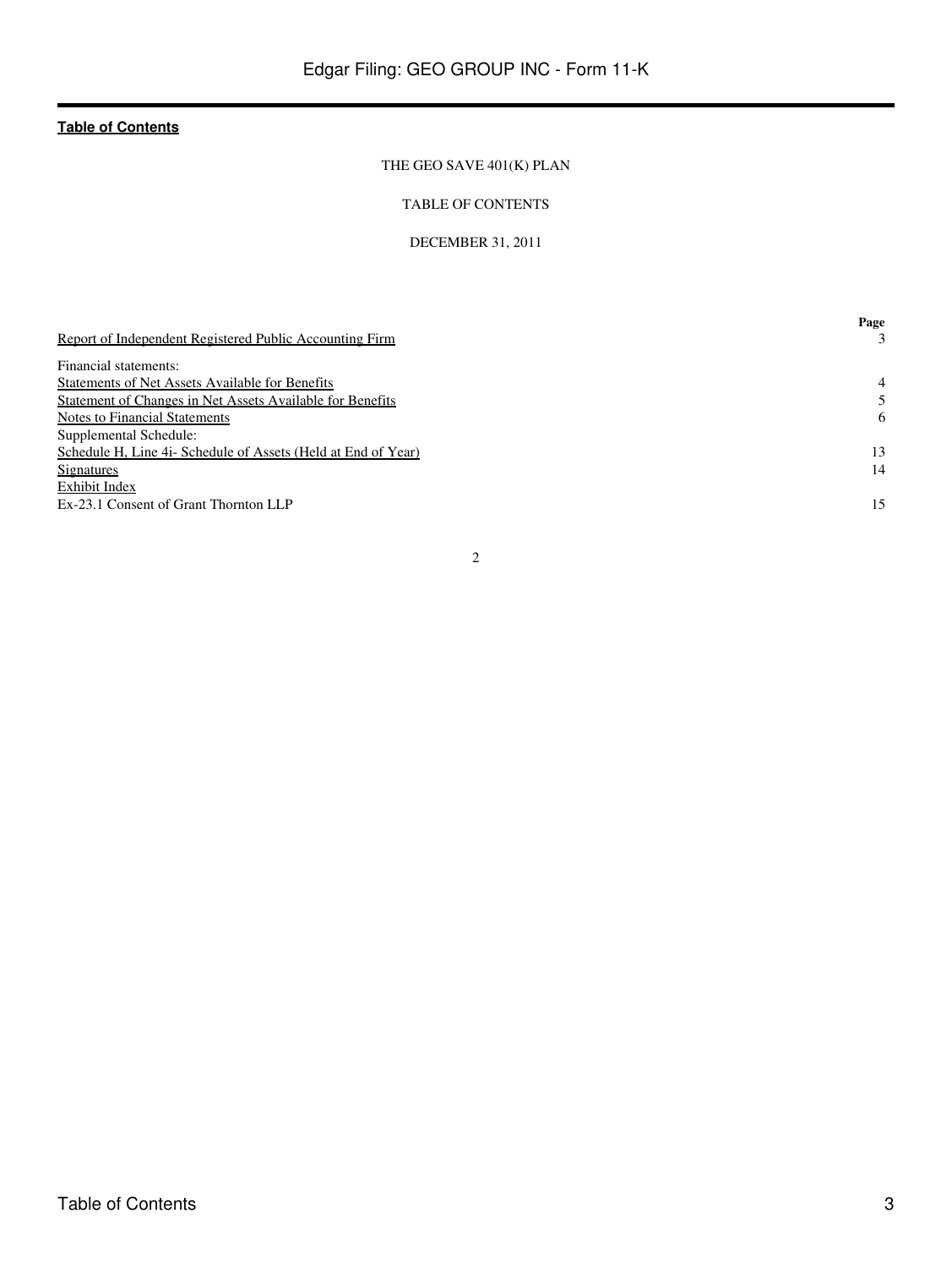**Table of Contents**

THE GEO SAVE 401(K) PLAN

TABLE OF CONTENTS

DECEMBER 31, 2011

| | Page |
|---|---|
| Report of Independent Registered Public Accounting Firm | 3 |
| Financial statements: | |
| Statements of Net Assets Available for Benefits | 4 |
| Statement of Changes in Net Assets Available for Benefits | 5 |
| Notes to Financial Statements | 6 |
| Supplemental Schedule: | |
| Schedule H, Line 4i- Schedule of Assets (Held at End of Year) | 13 |
| Signatures | 14 |
| Exhibit Index | |
| Ex-23.1 Consent of Grant Thornton LLP | 15 |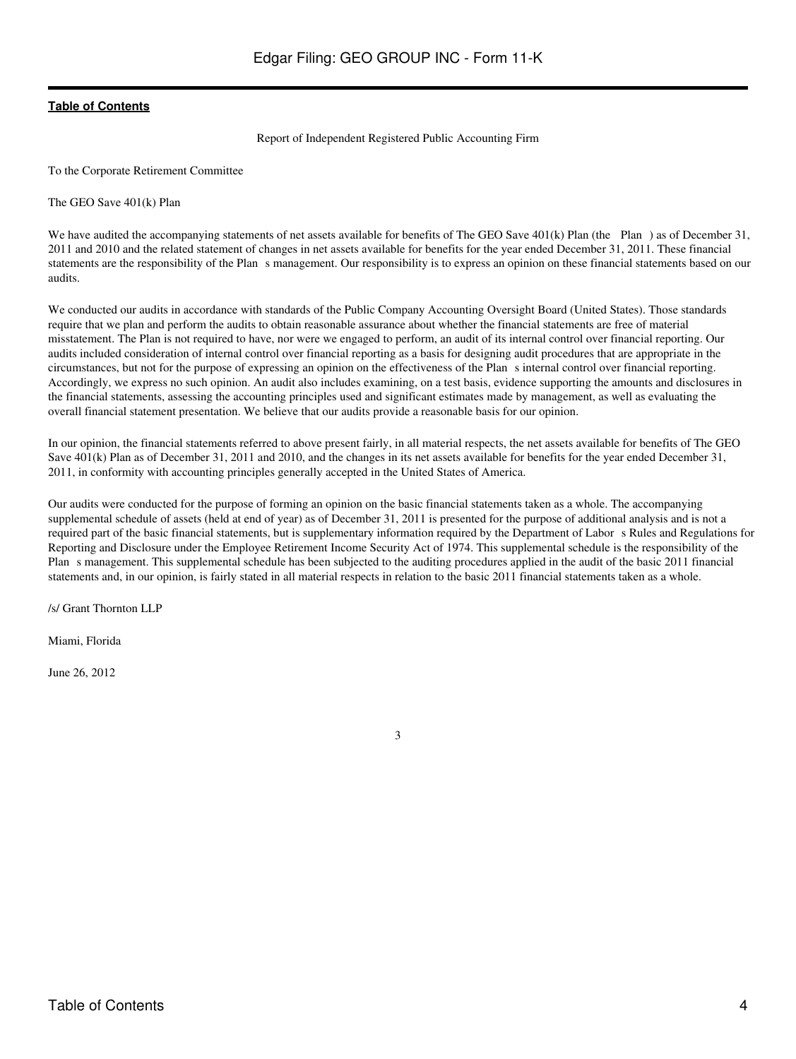**Table of Contents**

Report of Independent Registered Public Accounting Firm

To the Corporate Retirement Committee

The GEO Save 401(k) Plan

We have audited the accompanying statements of net assets available for benefits of The GEO Save 401(k) Plan (the Plan ) as of December 31, 2011 and 2010 and the related statement of changes in net assets available for benefits for the year ended December 31, 2011. These financial statements are the responsibility of the Plan s management. Our responsibility is to express an opinion on these financial statements based on our audits.

We conducted our audits in accordance with standards of the Public Company Accounting Oversight Board (United States). Those standards require that we plan and perform the audits to obtain reasonable assurance about whether the financial statements are free of material misstatement. The Plan is not required to have, nor were we engaged to perform, an audit of its internal control over financial reporting. Our audits included consideration of internal control over financial reporting as a basis for designing audit procedures that are appropriate in the circumstances, but not for the purpose of expressing an opinion on the effectiveness of the Plan s internal control over financial reporting. Accordingly, we express no such opinion. An audit also includes examining, on a test basis, evidence supporting the amounts and disclosures in the financial statements, assessing the accounting principles used and significant estimates made by management, as well as evaluating the overall financial statement presentation. We believe that our audits provide a reasonable basis for our opinion.

In our opinion, the financial statements referred to above present fairly, in all material respects, the net assets available for benefits of The GEO Save 401(k) Plan as of December 31, 2011 and 2010, and the changes in its net assets available for benefits for the year ended December 31, 2011, in conformity with accounting principles generally accepted in the United States of America.

Our audits were conducted for the purpose of forming an opinion on the basic financial statements taken as a whole. The accompanying supplemental schedule of assets (held at end of year) as of December 31, 2011 is presented for the purpose of additional analysis and is not a required part of the basic financial statements, but is supplementary information required by the Department of Labor s Rules and Regulations for Reporting and Disclosure under the Employee Retirement Income Security Act of 1974. This supplemental schedule is the responsibility of the Plan s management. This supplemental schedule has been subjected to the auditing procedures applied in the audit of the basic 2011 financial statements and, in our opinion, is fairly stated in all material respects in relation to the basic 2011 financial statements taken as a whole.

/s/ Grant Thornton LLP

Miami, Florida

June 26, 2012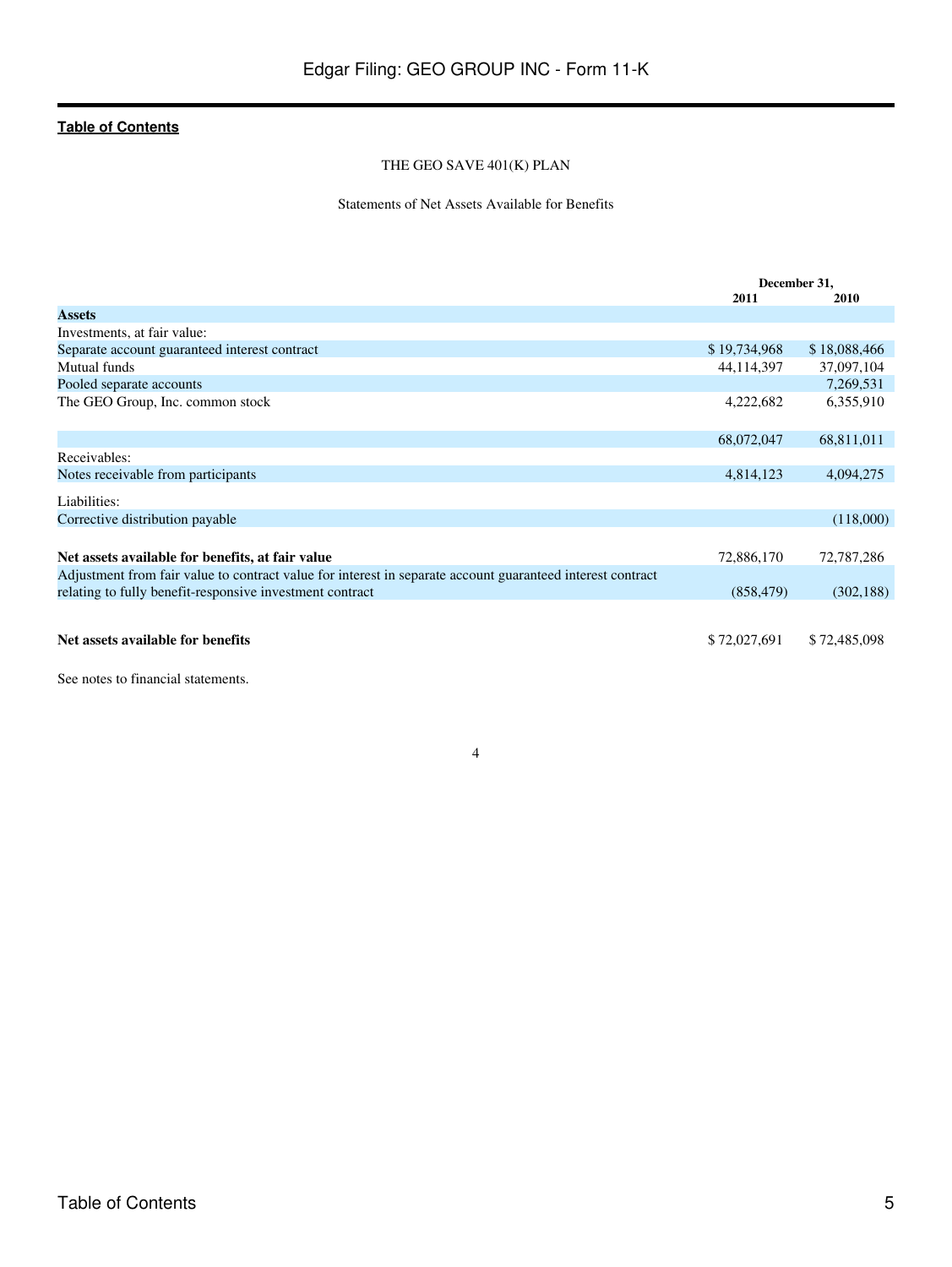THE GEO SAVE 401(K) PLAN

Statements of Net Assets Available for Benefits

| | December 31, 2011 | December 31, 2010 |
|---|---|---|
| **Assets** | | |
| Investments, at fair value: | | |
| Separate account guaranteed interest contract | $ 19,734,968 | $ 18,088,466 |
| Mutual funds | 44,114,397 | 37,097,104 |
| Pooled separate accounts | | 7,269,531 |
| The GEO Group, Inc. common stock | 4,222,682 | 6,355,910 |
| | 68,072,047 | 68,811,011 |
| Receivables: | | |
| Notes receivable from participants | 4,814,123 | 4,094,275 |
| Liabilities: | | |
| Corrective distribution payable | | (118,000) |
| **Net assets available for benefits, at fair value** | 72,886,170 | 72,787,286 |
| Adjustment from fair value to contract value for interest in separate account guaranteed interest contract relating to fully benefit-responsive investment contract | (858,479) | (302,188) |
| **Net assets available for benefits** | $ 72,027,691 | $ 72,485,098 |

See notes to financial statements.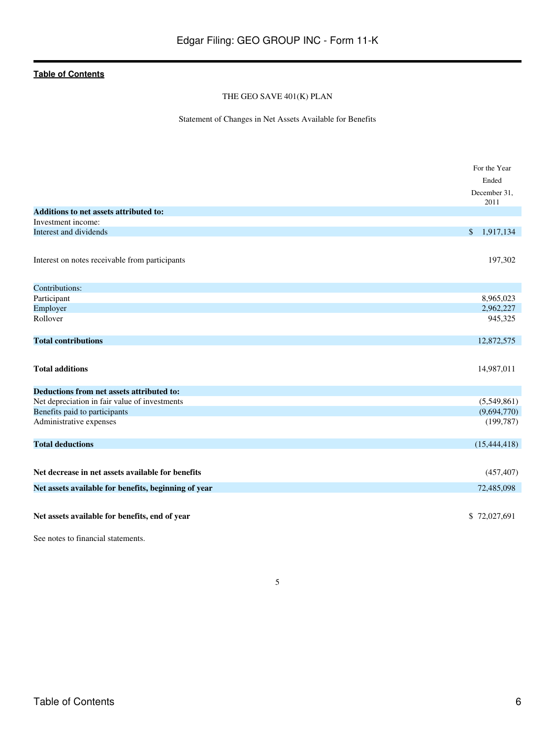THE GEO SAVE 401(K) PLAN

Statement of Changes in Net Assets Available for Benefits

| | For the Year Ended December 31, 2011 |
|---|---|
| **Additions to net assets attributed to:** | |
| Investment income: | |
| Interest and dividends | $ 1,917,134 |
| Interest on notes receivable from participants | 197,302 |
| Contributions: | |
| Participant | 8,965,023 |
| Employer | 2,962,227 |
| Rollover | 945,325 |
| **Total contributions** | 12,872,575 |
| **Total additions** | 14,987,011 |
| **Deductions from net assets attributed to:** | |
| Net depreciation in fair value of investments | (5,549,861) |
| Benefits paid to participants | (9,694,770) |
| Administrative expenses | (199,787) |
| **Total deductions** | (15,444,418) |
| **Net decrease in net assets available for benefits** | (457,407) |
| **Net assets available for benefits, beginning of year** | 72,485,098 |
| **Net assets available for benefits, end of year** | $ 72,027,691 |

See notes to financial statements.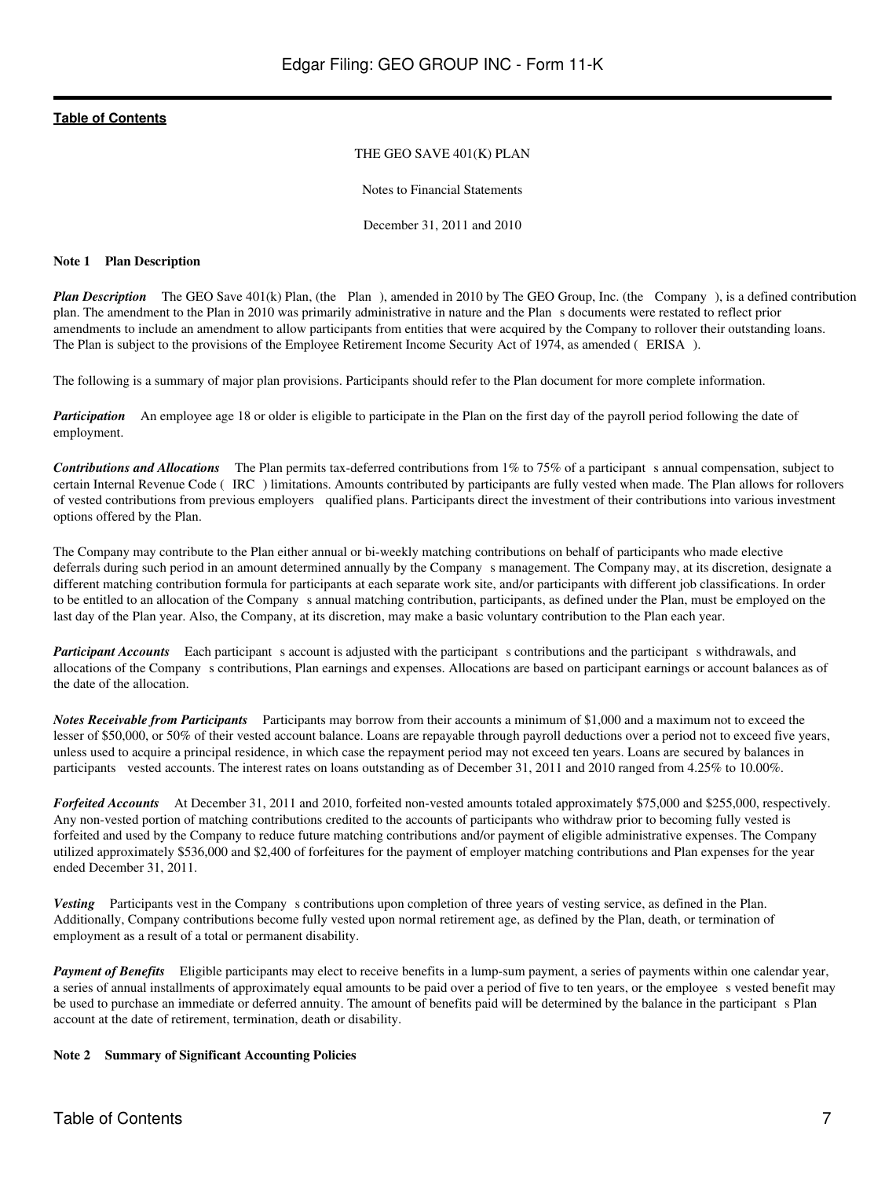THE GEO SAVE 401(K) PLAN

Notes to Financial Statements

December 31, 2011 and 2010

**Note 1 Plan Description**

***Plan Description*** The GEO Save 401(k) Plan, (the Plan ), amended in 2010 by The GEO Group, Inc. (the Company ), is a defined contribution plan. The amendment to the Plan in 2010 was primarily administrative in nature and the Plan s documents were restated to reflect prior amendments to include an amendment to allow participants from entities that were acquired by the Company to rollover their outstanding loans. The Plan is subject to the provisions of the Employee Retirement Income Security Act of 1974, as amended ( ERISA ).

The following is a summary of major plan provisions. Participants should refer to the Plan document for more complete information.

***Participation*** An employee age 18 or older is eligible to participate in the Plan on the first day of the payroll period following the date of employment.

***Contributions and Allocations*** The Plan permits tax-deferred contributions from 1% to 75% of a participant s annual compensation, subject to certain Internal Revenue Code ( IRC ) limitations. Amounts contributed by participants are fully vested when made. The Plan allows for rollovers of vested contributions from previous employers qualified plans. Participants direct the investment of their contributions into various investment options offered by the Plan.

The Company may contribute to the Plan either annual or bi-weekly matching contributions on behalf of participants who made elective deferrals during such period in an amount determined annually by the Company s management. The Company may, at its discretion, designate a different matching contribution formula for participants at each separate work site, and/or participants with different job classifications. In order to be entitled to an allocation of the Company s annual matching contribution, participants, as defined under the Plan, must be employed on the last day of the Plan year. Also, the Company, at its discretion, may make a basic voluntary contribution to the Plan each year.

***Participant Accounts*** Each participant s account is adjusted with the participant s contributions and the participant s withdrawals, and allocations of the Company s contributions, Plan earnings and expenses. Allocations are based on participant earnings or account balances as of the date of the allocation.

***Notes Receivable from Participants*** Participants may borrow from their accounts a minimum of $1,000 and a maximum not to exceed the lesser of $50,000, or 50% of their vested account balance. Loans are repayable through payroll deductions over a period not to exceed five years, unless used to acquire a principal residence, in which case the repayment period may not exceed ten years. Loans are secured by balances in participants vested accounts. The interest rates on loans outstanding as of December 31, 2011 and 2010 ranged from 4.25% to 10.00%.

***Forfeited Accounts*** At December 31, 2011 and 2010, forfeited non-vested amounts totaled approximately $75,000 and $255,000, respectively. Any non-vested portion of matching contributions credited to the accounts of participants who withdraw prior to becoming fully vested is forfeited and used by the Company to reduce future matching contributions and/or payment of eligible administrative expenses. The Company utilized approximately $536,000 and $2,400 of forfeitures for the payment of employer matching contributions and Plan expenses for the year ended December 31, 2011.

***Vesting*** Participants vest in the Company s contributions upon completion of three years of vesting service, as defined in the Plan. Additionally, Company contributions become fully vested upon normal retirement age, as defined by the Plan, death, or termination of employment as a result of a total or permanent disability.

***Payment of Benefits*** Eligible participants may elect to receive benefits in a lump-sum payment, a series of payments within one calendar year, a series of annual installments of approximately equal amounts to be paid over a period of five to ten years, or the employee s vested benefit may be used to purchase an immediate or deferred annuity. The amount of benefits paid will be determined by the balance in the participant s Plan account at the date of retirement, termination, death or disability.

**Note 2 Summary of Significant Accounting Policies**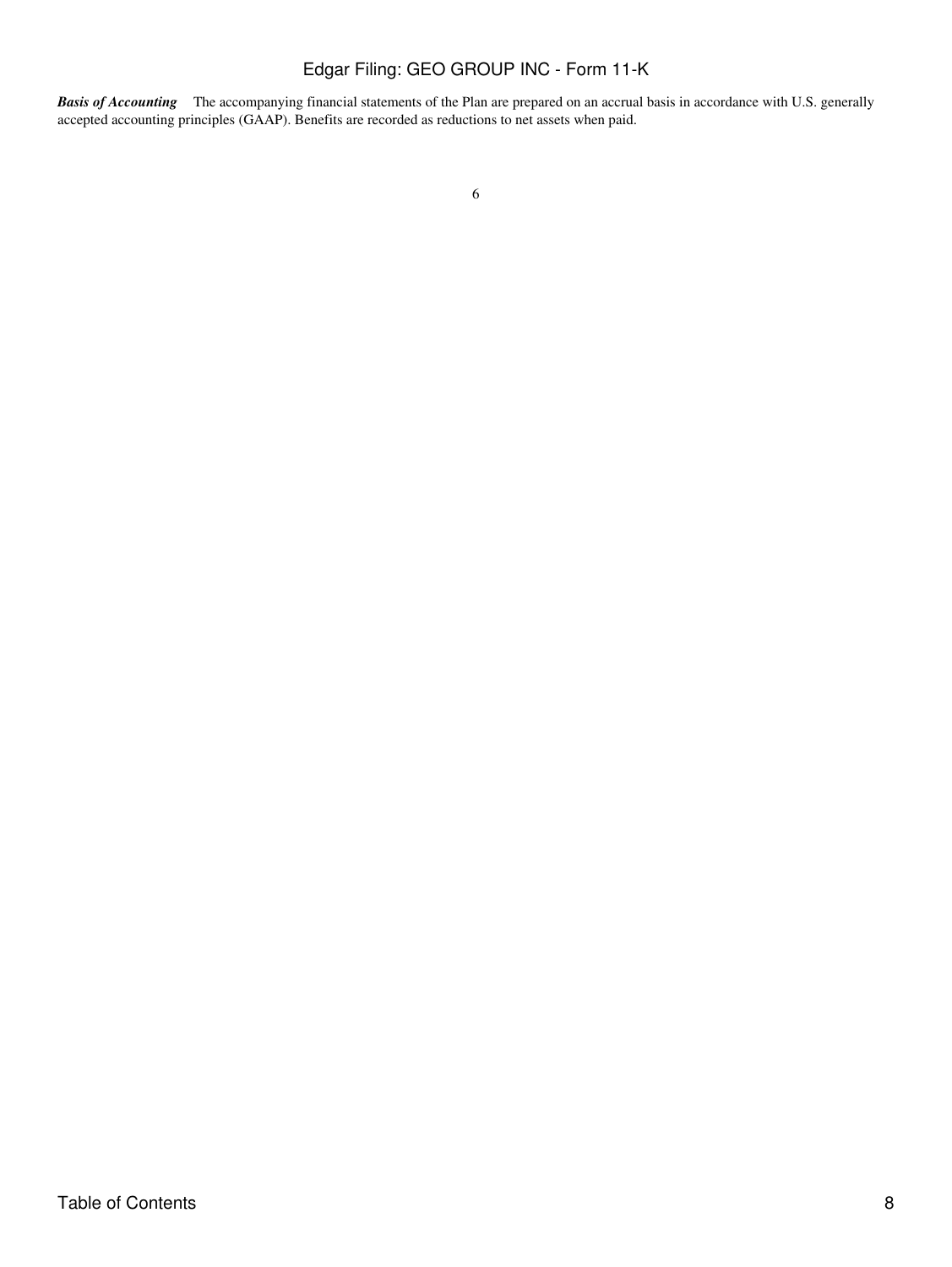***Basis of Accounting*** The accompanying financial statements of the Plan are prepared on an accrual basis in accordance with U.S. generally accepted accounting principles (GAAP). Benefits are recorded as reductions to net assets when paid.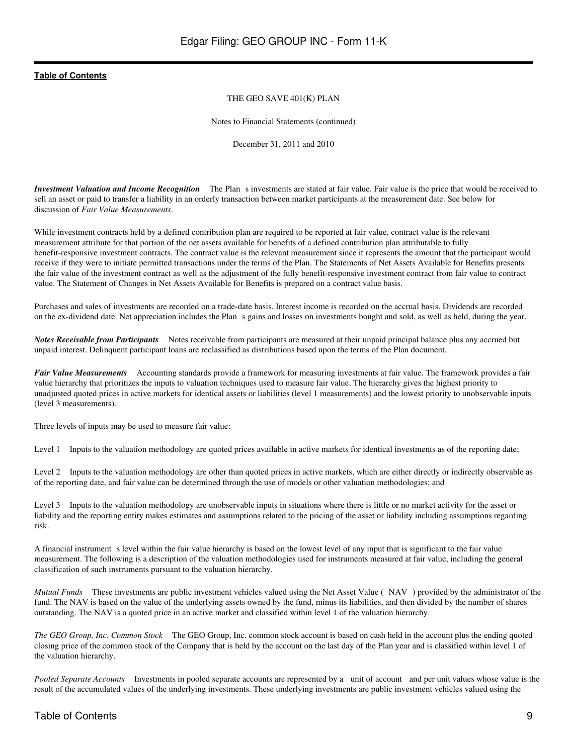THE GEO SAVE 401(K) PLAN

Notes to Financial Statements (continued)

December 31, 2011 and 2010

***Investment Valuation and Income Recognition*** The Plan s investments are stated at fair value. Fair value is the price that would be received to sell an asset or paid to transfer a liability in an orderly transaction between market participants at the measurement date. See below for discussion of *Fair Value Measurements*.

While investment contracts held by a defined contribution plan are required to be reported at fair value, contract value is the relevant measurement attribute for that portion of the net assets available for benefits of a defined contribution plan attributable to fully benefit-responsive investment contracts. The contract value is the relevant measurement since it represents the amount that the participant would receive if they were to initiate permitted transactions under the terms of the Plan. The Statements of Net Assets Available for Benefits presents the fair value of the investment contract as well as the adjustment of the fully benefit-responsive investment contract from fair value to contract value. The Statement of Changes in Net Assets Available for Benefits is prepared on a contract value basis.

Purchases and sales of investments are recorded on a trade-date basis. Interest income is recorded on the accrual basis. Dividends are recorded on the ex-dividend date. Net appreciation includes the Plan s gains and losses on investments bought and sold, as well as held, during the year.

***Notes Receivable from Participants*** Notes receivable from participants are measured at their unpaid principal balance plus any accrued but unpaid interest. Delinquent participant loans are reclassified as distributions based upon the terms of the Plan document.

***Fair Value Measurements*** Accounting standards provide a framework for measuring investments at fair value. The framework provides a fair value hierarchy that prioritizes the inputs to valuation techniques used to measure fair value. The hierarchy gives the highest priority to unadjusted quoted prices in active markets for identical assets or liabilities (level 1 measurements) and the lowest priority to unobservable inputs (level 3 measurements).

Three levels of inputs may be used to measure fair value:

Level 1 Inputs to the valuation methodology are quoted prices available in active markets for identical investments as of the reporting date;

Level 2 Inputs to the valuation methodology are other than quoted prices in active markets, which are either directly or indirectly observable as of the reporting date, and fair value can be determined through the use of models or other valuation methodologies; and

Level 3 Inputs to the valuation methodology are unobservable inputs in situations where there is little or no market activity for the asset or liability and the reporting entity makes estimates and assumptions related to the pricing of the asset or liability including assumptions regarding risk.

A financial instrument s level within the fair value hierarchy is based on the lowest level of any input that is significant to the fair value measurement. The following is a description of the valuation methodologies used for instruments measured at fair value, including the general classification of such instruments pursuant to the valuation hierarchy.

*Mutual Funds* These investments are public investment vehicles valued using the Net Asset Value ( NAV ) provided by the administrator of the fund. The NAV is based on the value of the underlying assets owned by the fund, minus its liabilities, and then divided by the number of shares outstanding. The NAV is a quoted price in an active market and classified within level 1 of the valuation hierarchy.

*The GEO Group, Inc. Common Stock* The GEO Group, Inc. common stock account is based on cash held in the account plus the ending quoted closing price of the common stock of the Company that is held by the account on the last day of the Plan year and is classified within level 1 of the valuation hierarchy.

*Pooled Separate Accounts* Investments in pooled separate accounts are represented by a unit of account and per unit values whose value is the result of the accumulated values of the underlying investments. These underlying investments are public investment vehicles valued using the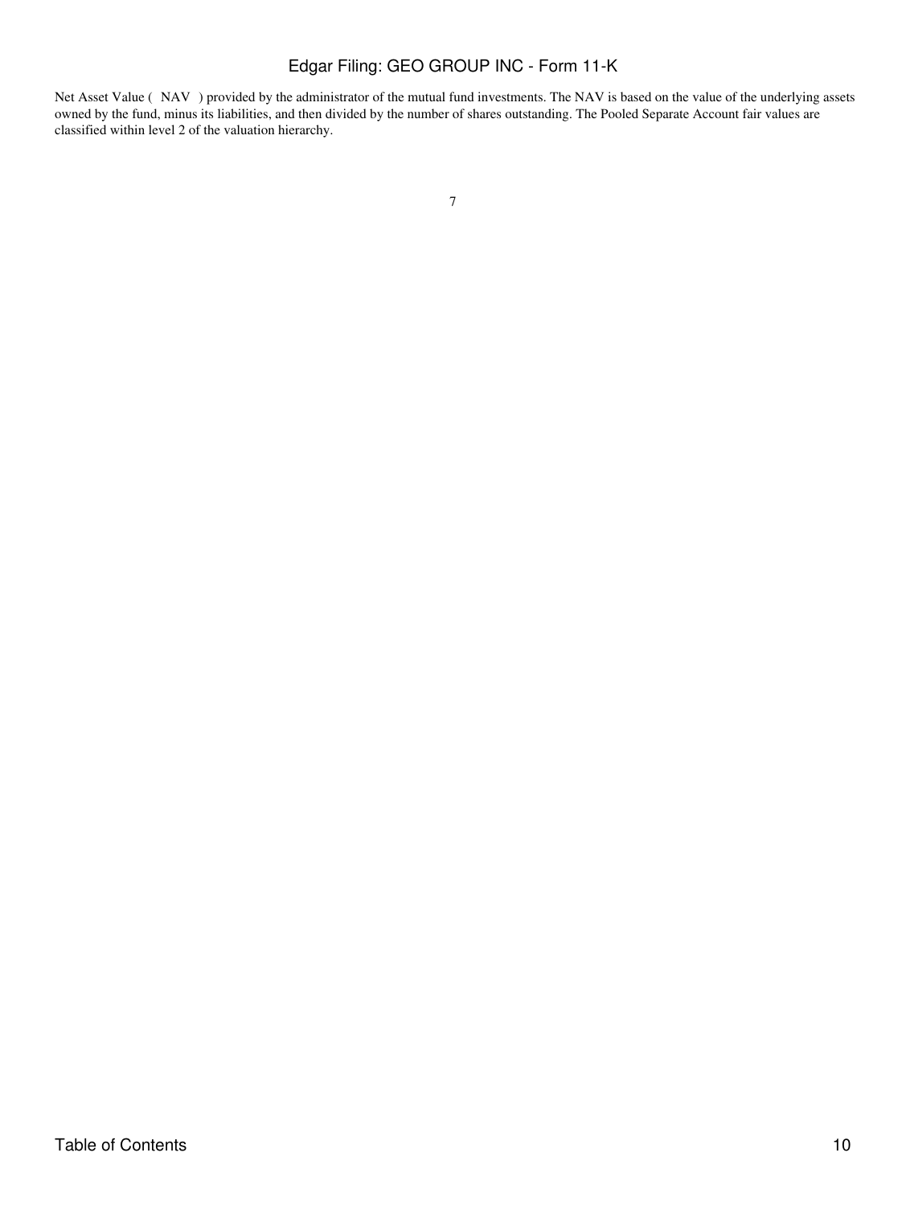Net Asset Value ( NAV ) provided by the administrator of the mutual fund investments. The NAV is based on the value of the underlying assets owned by the fund, minus its liabilities, and then divided by the number of shares outstanding. The Pooled Separate Account fair values are classified within level 2 of the valuation hierarchy.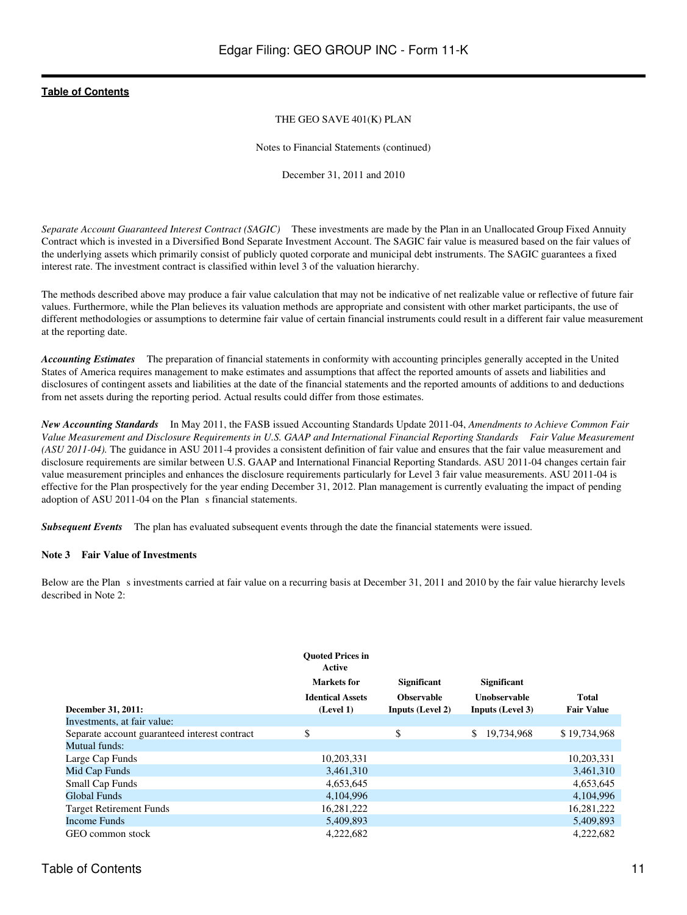THE GEO SAVE 401(K) PLAN

Notes to Financial Statements (continued)

December 31, 2011 and 2010

*Separate Account Guaranteed Interest Contract (SAGIC)* These investments are made by the Plan in an Unallocated Group Fixed Annuity Contract which is invested in a Diversified Bond Separate Investment Account. The SAGIC fair value is measured based on the fair values of the underlying assets which primarily consist of publicly quoted corporate and municipal debt instruments. The SAGIC guarantees a fixed interest rate. The investment contract is classified within level 3 of the valuation hierarchy.

The methods described above may produce a fair value calculation that may not be indicative of net realizable value or reflective of future fair values. Furthermore, while the Plan believes its valuation methods are appropriate and consistent with other market participants, the use of different methodologies or assumptions to determine fair value of certain financial instruments could result in a different fair value measurement at the reporting date.

***Accounting Estimates*** The preparation of financial statements in conformity with accounting principles generally accepted in the United States of America requires management to make estimates and assumptions that affect the reported amounts of assets and liabilities and disclosures of contingent assets and liabilities at the date of the financial statements and the reported amounts of additions to and deductions from net assets during the reporting period. Actual results could differ from those estimates.

***New Accounting Standards*** In May 2011, the FASB issued Accounting Standards Update 2011-04, *Amendments to Achieve Common Fair Value Measurement and Disclosure Requirements in U.S. GAAP and International Financial Reporting Standards Fair Value Measurement (ASU 2011-04).* The guidance in ASU 2011-4 provides a consistent definition of fair value and ensures that the fair value measurement and disclosure requirements are similar between U.S. GAAP and International Financial Reporting Standards. ASU 2011-04 changes certain fair value measurement principles and enhances the disclosure requirements particularly for Level 3 fair value measurements. ASU 2011-04 is effective for the Plan prospectively for the year ending December 31, 2012. Plan management is currently evaluating the impact of pending adoption of ASU 2011-04 on the Plan s financial statements.

***Subsequent Events*** The plan has evaluated subsequent events through the date the financial statements were issued.

**Note 3 Fair Value of Investments**

Below are the Plan s investments carried at fair value on a recurring basis at December 31, 2011 and 2010 by the fair value hierarchy levels described in Note 2:

| **December 31, 2011:** | **Quoted Prices in Active Markets for Identical Assets (Level 1)** | **Significant Observable Inputs (Level 2)** | **Significant Unobservable Inputs (Level 3)** | **Total Fair Value** |
|---|---|---|---|---|
| Investments, at fair value: | | | | |
| Separate account guaranteed interest contract | $ | $ | $ 19,734,968 | $ 19,734,968 |
| Mutual funds: | | | | |
| Large Cap Funds | 10,203,331 | | | 10,203,331 |
| Mid Cap Funds | 3,461,310 | | | 3,461,310 |
| Small Cap Funds | 4,653,645 | | | 4,653,645 |
| Global Funds | 4,104,996 | | | 4,104,996 |
| Target Retirement Funds | 16,281,222 | | | 16,281,222 |
| Income Funds | 5,409,893 | | | 5,409,893 |
| GEO common stock | 4,222,682 | | | 4,222,682 |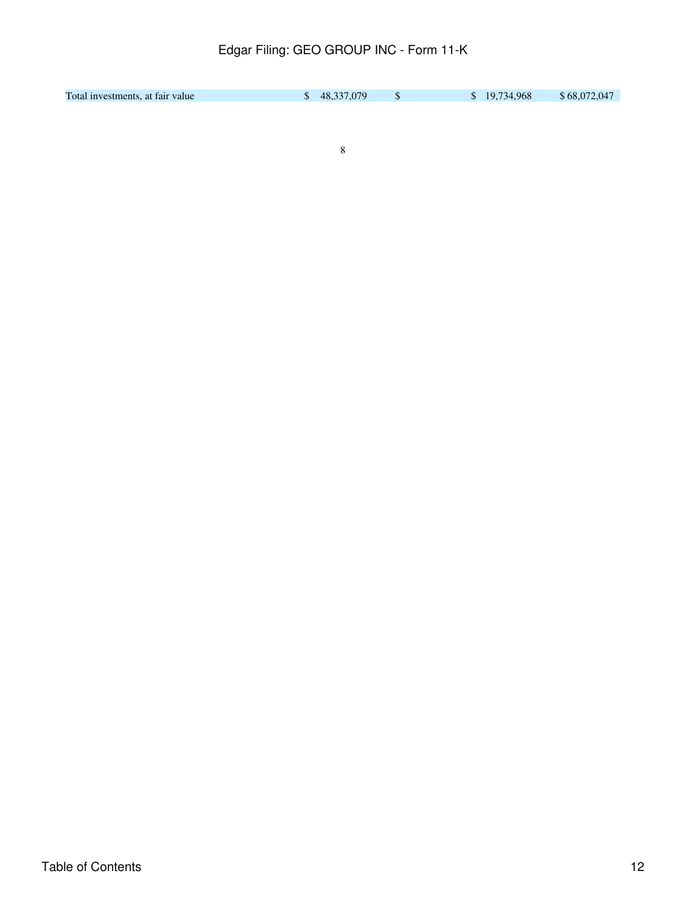| | | | | |
|---|---|---|---|---|
| Total investments, at fair value | $ 48,337,079 | $ | $ 19,734,968 | $ 68,072,047 |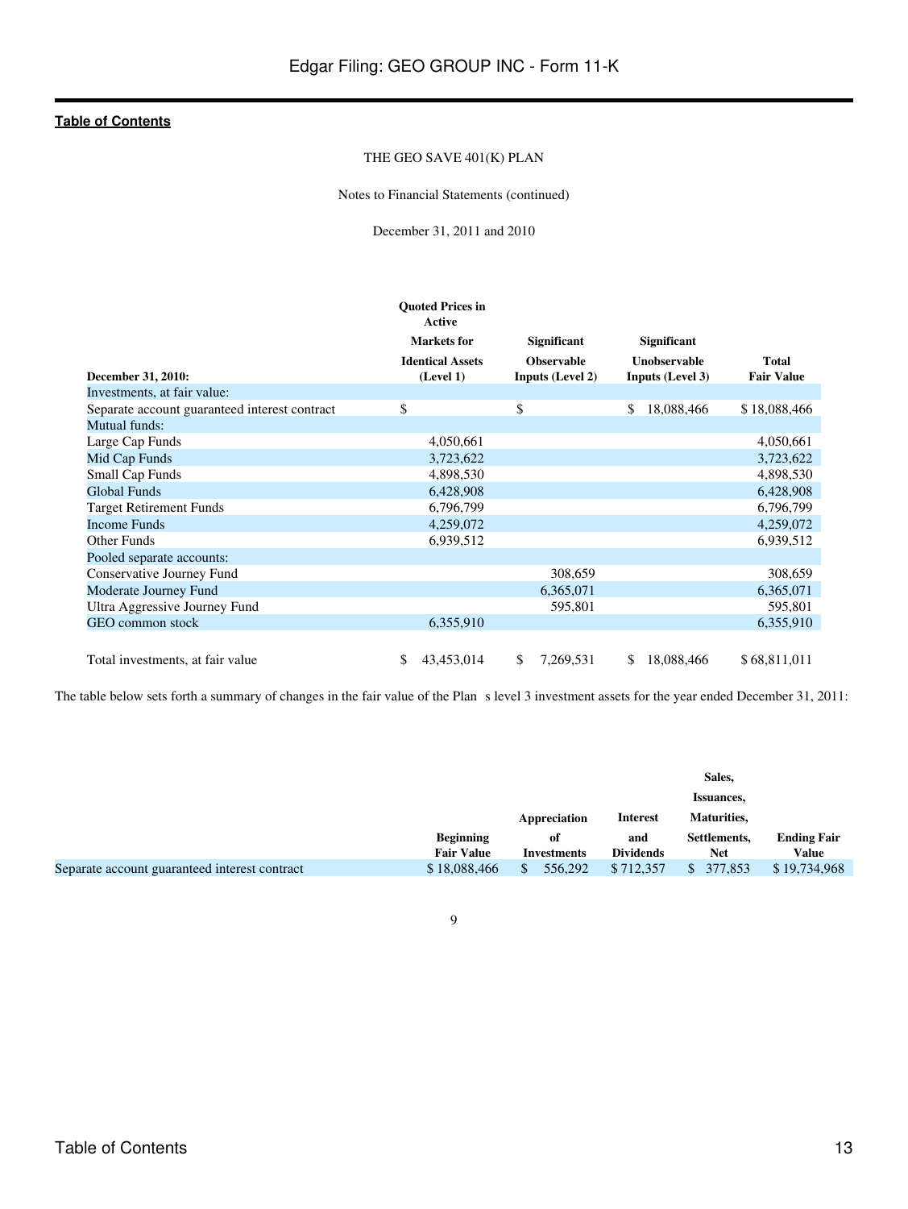THE GEO SAVE 401(K) PLAN

Notes to Financial Statements (continued)

December 31, 2011 and 2010

| December 31, 2010: | Quoted Prices in Active Markets for Identical Assets (Level 1) | Significant Observable Inputs (Level 2) | Significant Unobservable Inputs (Level 3) | Total Fair Value |
|---|---|---|---|---|
| Investments, at fair value: | | | | |
| Separate account guaranteed interest contract | $ | $ | $ 18,088,466 | $ 18,088,466 |
| Mutual funds: | | | | |
| Large Cap Funds | 4,050,661 | | | 4,050,661 |
| Mid Cap Funds | 3,723,622 | | | 3,723,622 |
| Small Cap Funds | 4,898,530 | | | 4,898,530 |
| Global Funds | 6,428,908 | | | 6,428,908 |
| Target Retirement Funds | 6,796,799 | | | 6,796,799 |
| Income Funds | 4,259,072 | | | 4,259,072 |
| Other Funds | 6,939,512 | | | 6,939,512 |
| Pooled separate accounts: | | | | |
| Conservative Journey Fund | | 308,659 | | 308,659 |
| Moderate Journey Fund | | 6,365,071 | | 6,365,071 |
| Ultra Aggressive Journey Fund | | 595,801 | | 595,801 |
| GEO common stock | 6,355,910 | | | 6,355,910 |
| Total investments, at fair value | $ 43,453,014 | $ 7,269,531 | $ 18,088,466 | $ 68,811,011 |

The table below sets forth a summary of changes in the fair value of the Plan s level 3 investment assets for the year ended December 31, 2011:

| | Beginning Fair Value | Appreciation of Investments | Interest and Dividends | Sales, Issuances, Maturities, Settlements, Net | Ending Fair Value |
|---|---|---|---|---|---|
| Separate account guaranteed interest contract | $ 18,088,466 | $ 556,292 | $ 712,357 | $ 377,853 | $ 19,734,968 |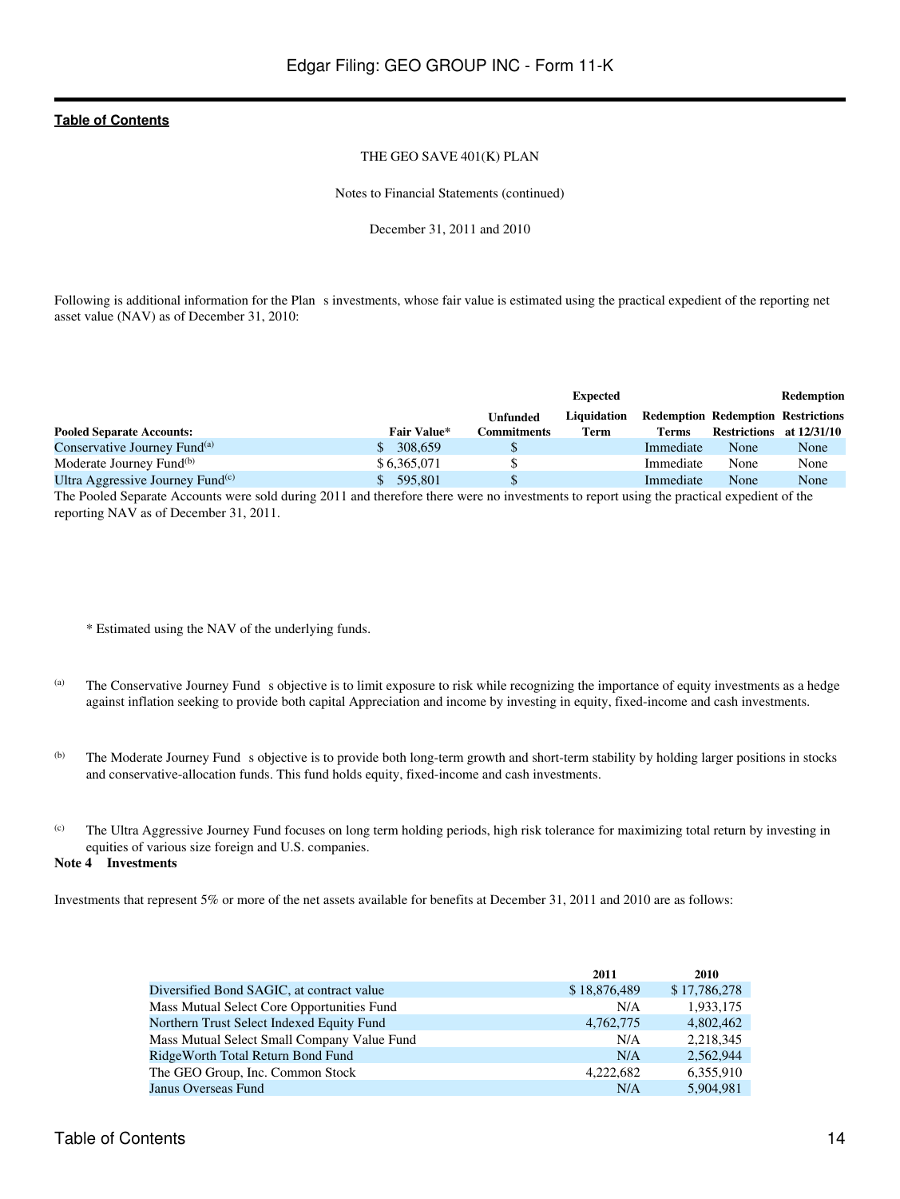THE GEO SAVE 401(K) PLAN

Notes to Financial Statements (continued)

December 31, 2011 and 2010

Following is additional information for the Plan s investments, whose fair value is estimated using the practical expedient of the reporting net asset value (NAV) as of December 31, 2010:

| Pooled Separate Accounts: | Fair Value* | Unfunded Commitments | Expected Liquidation Term | Redemption Terms | Redemption Restrictions | Redemption Restrictions at 12/31/10 |
|---|---|---|---|---|---|---|
| Conservative Journey Fund[(a)] | $ 308,659 | $ | | Immediate | None | None |
| Moderate Journey Fund[(b)] | $ 6,365,071 | $ | | Immediate | None | None |
| Ultra Aggressive Journey Fund[(c)] | $ 595,801 | $ | | Immediate | None | None |

The Pooled Separate Accounts were sold during 2011 and therefore there were no investments to report using the practical expedient of the reporting NAV as of December 31, 2011.

\* Estimated using the NAV of the underlying funds.

(a) The Conservative Journey Fund s objective is to limit exposure to risk while recognizing the importance of equity investments as a hedge against inflation seeking to provide both capital Appreciation and income by investing in equity, fixed-income and cash investments.

(b) The Moderate Journey Fund s objective is to provide both long-term growth and short-term stability by holding larger positions in stocks and conservative-allocation funds. This fund holds equity, fixed-income and cash investments.

(c) The Ultra Aggressive Journey Fund focuses on long term holding periods, high risk tolerance for maximizing total return by investing in equities of various size foreign and U.S. companies.

**Note 4 Investments**

Investments that represent 5% or more of the net assets available for benefits at December 31, 2011 and 2010 are as follows:

| | 2011 | 2010 |
|---|---|---|
| Diversified Bond SAGIC, at contract value | $ 18,876,489 | $ 17,786,278 |
| Mass Mutual Select Core Opportunities Fund | N/A | 1,933,175 |
| Northern Trust Select Indexed Equity Fund | 4,762,775 | 4,802,462 |
| Mass Mutual Select Small Company Value Fund | N/A | 2,218,345 |
| RidgeWorth Total Return Bond Fund | N/A | 2,562,944 |
| The GEO Group, Inc. Common Stock | 4,222,682 | 6,355,910 |
| Janus Overseas Fund | N/A | 5,904,981 |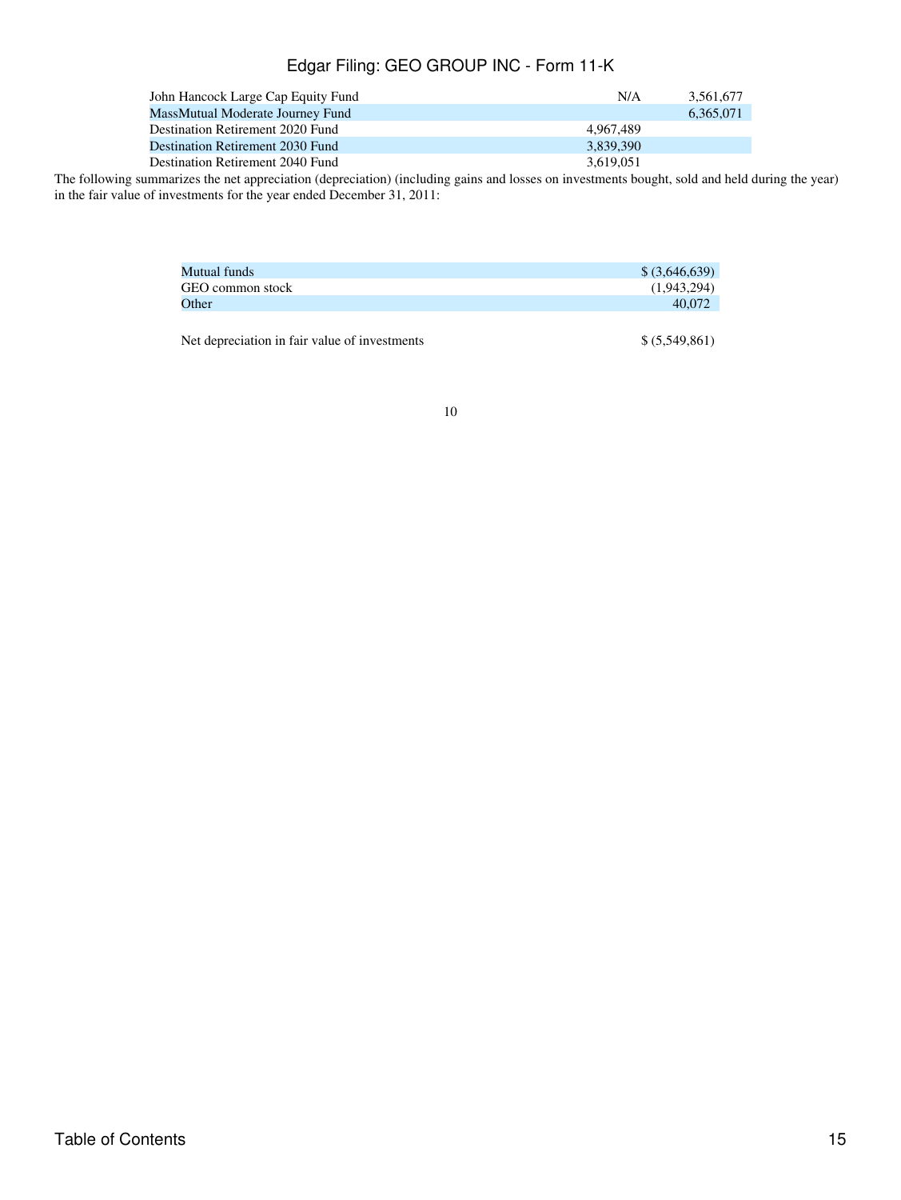| | | |
|---|---|---|
| John Hancock Large Cap Equity Fund | N/A | 3,561,677 |
| MassMutual Moderate Journey Fund | | 6,365,071 |
| Destination Retirement 2020 Fund | 4,967,489 | |
| Destination Retirement 2030 Fund | 3,839,390 | |
| Destination Retirement 2040 Fund | 3,619,051 | |

The following summarizes the net appreciation (depreciation) (including gains and losses on investments bought, sold and held during the year) in the fair value of investments for the year ended December 31, 2011:

| | |
|---|---|
| Mutual funds | $ (3,646,639) |
| GEO common stock | (1,943,294) |
| Other | 40,072 |
| Net depreciation in fair value of investments | $ (5,549,861) |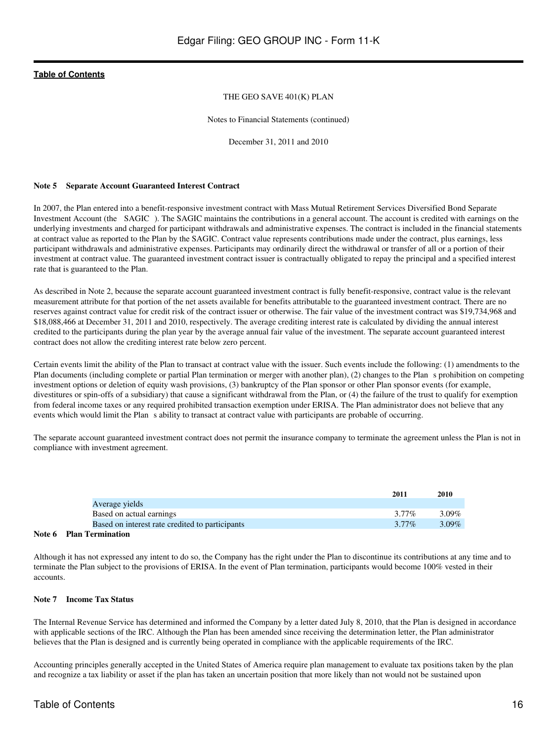THE GEO SAVE 401(K) PLAN

Notes to Financial Statements (continued)

December 31, 2011 and 2010

**Note 5 Separate Account Guaranteed Interest Contract**

In 2007, the Plan entered into a benefit-responsive investment contract with Mass Mutual Retirement Services Diversified Bond Separate Investment Account (the SAGIC ). The SAGIC maintains the contributions in a general account. The account is credited with earnings on the underlying investments and charged for participant withdrawals and administrative expenses. The contract is included in the financial statements at contract value as reported to the Plan by the SAGIC. Contract value represents contributions made under the contract, plus earnings, less participant withdrawals and administrative expenses. Participants may ordinarily direct the withdrawal or transfer of all or a portion of their investment at contract value. The guaranteed investment contract issuer is contractually obligated to repay the principal and a specified interest rate that is guaranteed to the Plan.

As described in Note 2, because the separate account guaranteed investment contract is fully benefit-responsive, contract value is the relevant measurement attribute for that portion of the net assets available for benefits attributable to the guaranteed investment contract. There are no reserves against contract value for credit risk of the contract issuer or otherwise. The fair value of the investment contract was $19,734,968 and $18,088,466 at December 31, 2011 and 2010, respectively. The average crediting interest rate is calculated by dividing the annual interest credited to the participants during the plan year by the average annual fair value of the investment. The separate account guaranteed interest contract does not allow the crediting interest rate below zero percent.

Certain events limit the ability of the Plan to transact at contract value with the issuer. Such events include the following: (1) amendments to the Plan documents (including complete or partial Plan termination or merger with another plan), (2) changes to the Plan s prohibition on competing investment options or deletion of equity wash provisions, (3) bankruptcy of the Plan sponsor or other Plan sponsor events (for example, divestitures or spin-offs of a subsidiary) that cause a significant withdrawal from the Plan, or (4) the failure of the trust to qualify for exemption from federal income taxes or any required prohibited transaction exemption under ERISA. The Plan administrator does not believe that any events which would limit the Plan s ability to transact at contract value with participants are probable of occurring.

The separate account guaranteed investment contract does not permit the insurance company to terminate the agreement unless the Plan is not in compliance with investment agreement.

| | 2011 | 2010 |
|---|---|---|
| Average yields | | |
| Based on actual earnings | 3.77% | 3.09% |
| Based on interest rate credited to participants | 3.77% | 3.09% |

**Note 6 Plan Termination**

Although it has not expressed any intent to do so, the Company has the right under the Plan to discontinue its contributions at any time and to terminate the Plan subject to the provisions of ERISA. In the event of Plan termination, participants would become 100% vested in their accounts.

**Note 7 Income Tax Status**

The Internal Revenue Service has determined and informed the Company by a letter dated July 8, 2010, that the Plan is designed in accordance with applicable sections of the IRC. Although the Plan has been amended since receiving the determination letter, the Plan administrator believes that the Plan is designed and is currently being operated in compliance with the applicable requirements of the IRC.

Accounting principles generally accepted in the United States of America require plan management to evaluate tax positions taken by the plan and recognize a tax liability or asset if the plan has taken an uncertain position that more likely than not would not be sustained upon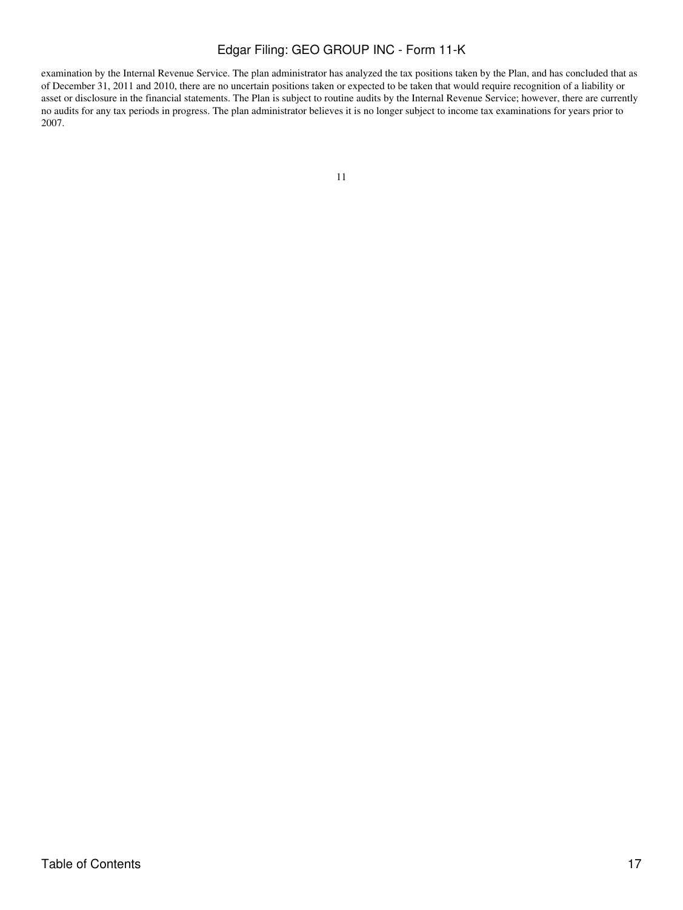examination by the Internal Revenue Service. The plan administrator has analyzed the tax positions taken by the Plan, and has concluded that as of December 31, 2011 and 2010, there are no uncertain positions taken or expected to be taken that would require recognition of a liability or asset or disclosure in the financial statements. The Plan is subject to routine audits by the Internal Revenue Service; however, there are currently no audits for any tax periods in progress. The plan administrator believes it is no longer subject to income tax examinations for years prior to 2007.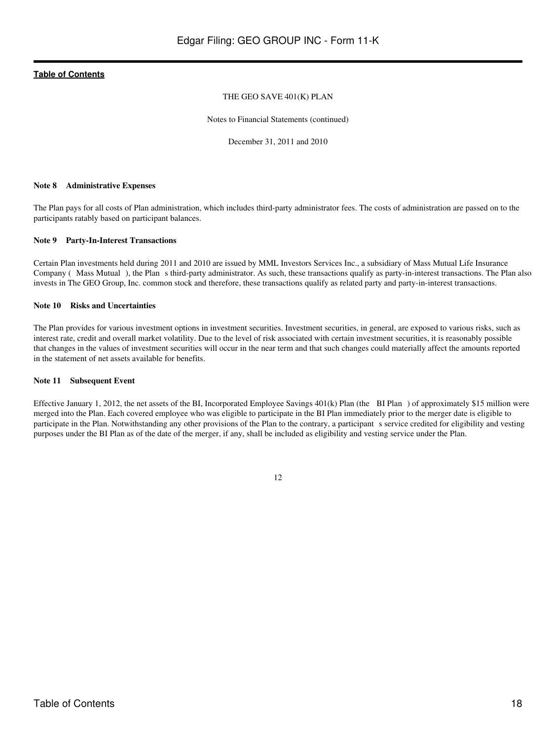THE GEO SAVE 401(K) PLAN

Notes to Financial Statements (continued)

December 31, 2011 and 2010

**Note 8 Administrative Expenses**

The Plan pays for all costs of Plan administration, which includes third-party administrator fees. The costs of administration are passed on to the participants ratably based on participant balances.

**Note 9 Party-In-Interest Transactions**

Certain Plan investments held during 2011 and 2010 are issued by MML Investors Services Inc., a subsidiary of Mass Mutual Life Insurance Company ( Mass Mutual ), the Plan s third-party administrator. As such, these transactions qualify as party-in-interest transactions. The Plan also invests in The GEO Group, Inc. common stock and therefore, these transactions qualify as related party and party-in-interest transactions.

**Note 10 Risks and Uncertainties**

The Plan provides for various investment options in investment securities. Investment securities, in general, are exposed to various risks, such as interest rate, credit and overall market volatility. Due to the level of risk associated with certain investment securities, it is reasonably possible that changes in the values of investment securities will occur in the near term and that such changes could materially affect the amounts reported in the statement of net assets available for benefits.

**Note 11 Subsequent Event**

Effective January 1, 2012, the net assets of the BI, Incorporated Employee Savings 401(k) Plan (the BI Plan ) of approximately $15 million were merged into the Plan. Each covered employee who was eligible to participate in the BI Plan immediately prior to the merger date is eligible to participate in the Plan. Notwithstanding any other provisions of the Plan to the contrary, a participant s service credited for eligibility and vesting purposes under the BI Plan as of the date of the merger, if any, shall be included as eligibility and vesting service under the Plan.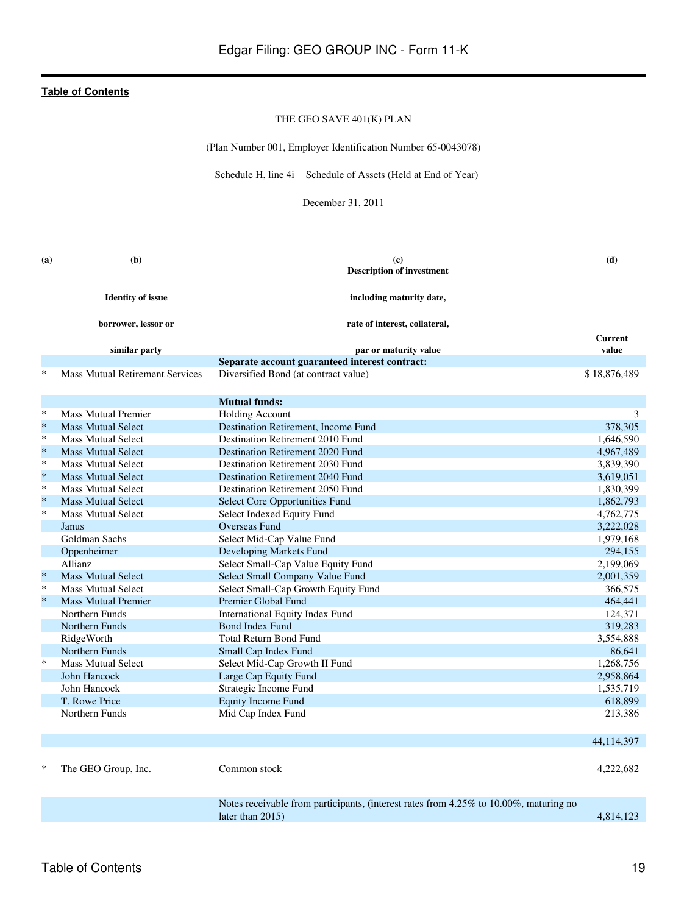THE GEO SAVE 401(K) PLAN

(Plan Number 001, Employer Identification Number 65-0043078)

Schedule H, line 4i Schedule of Assets (Held at End of Year)

December 31, 2011

| (a) | (b) Identity of issue borrower, lessor or similar party | (c) Description of investment including maturity date, rate of interest, collateral, par or maturity value | (d) Current value |
|---|---|---|---|
| | | **Separate account guaranteed interest contract:** | |
| * | Mass Mutual Retirement Services | Diversified Bond (at contract value) | $ 18,876,489 |
| | | **Mutual funds:** | |
| * | Mass Mutual Premier | Holding Account | 3 |
| * | Mass Mutual Select | Destination Retirement, Income Fund | 378,305 |
| * | Mass Mutual Select | Destination Retirement 2010 Fund | 1,646,590 |
| * | Mass Mutual Select | Destination Retirement 2020 Fund | 4,967,489 |
| * | Mass Mutual Select | Destination Retirement 2030 Fund | 3,839,390 |
| * | Mass Mutual Select | Destination Retirement 2040 Fund | 3,619,051 |
| * | Mass Mutual Select | Destination Retirement 2050 Fund | 1,830,399 |
| * | Mass Mutual Select | Select Core Opportunities Fund | 1,862,793 |
| * | Mass Mutual Select | Select Indexed Equity Fund | 4,762,775 |
| | Janus | Overseas Fund | 3,222,028 |
| | Goldman Sachs | Select Mid-Cap Value Fund | 1,979,168 |
| | Oppenheimer | Developing Markets Fund | 294,155 |
| | Allianz | Select Small-Cap Value Equity Fund | 2,199,069 |
| * | Mass Mutual Select | Select Small Company Value Fund | 2,001,359 |
| * | Mass Mutual Select | Select Small-Cap Growth Equity Fund | 366,575 |
| * | Mass Mutual Premier | Premier Global Fund | 464,441 |
| | Northern Funds | International Equity Index Fund | 124,371 |
| | Northern Funds | Bond Index Fund | 319,283 |
| | RidgeWorth | Total Return Bond Fund | 3,554,888 |
| | Northern Funds | Small Cap Index Fund | 86,641 |
| * | Mass Mutual Select | Select Mid-Cap Growth II Fund | 1,268,756 |
| | John Hancock | Large Cap Equity Fund | 2,958,864 |
| | John Hancock | Strategic Income Fund | 1,535,719 |
| | T. Rowe Price | Equity Income Fund | 618,899 |
| | Northern Funds | Mid Cap Index Fund | 213,386 |
| | | | 44,114,397 |
| * | The GEO Group, Inc. | Common stock | 4,222,682 |
| | | Notes receivable from participants, (interest rates from 4.25% to 10.00%, maturing no later than 2015) | 4,814,123 |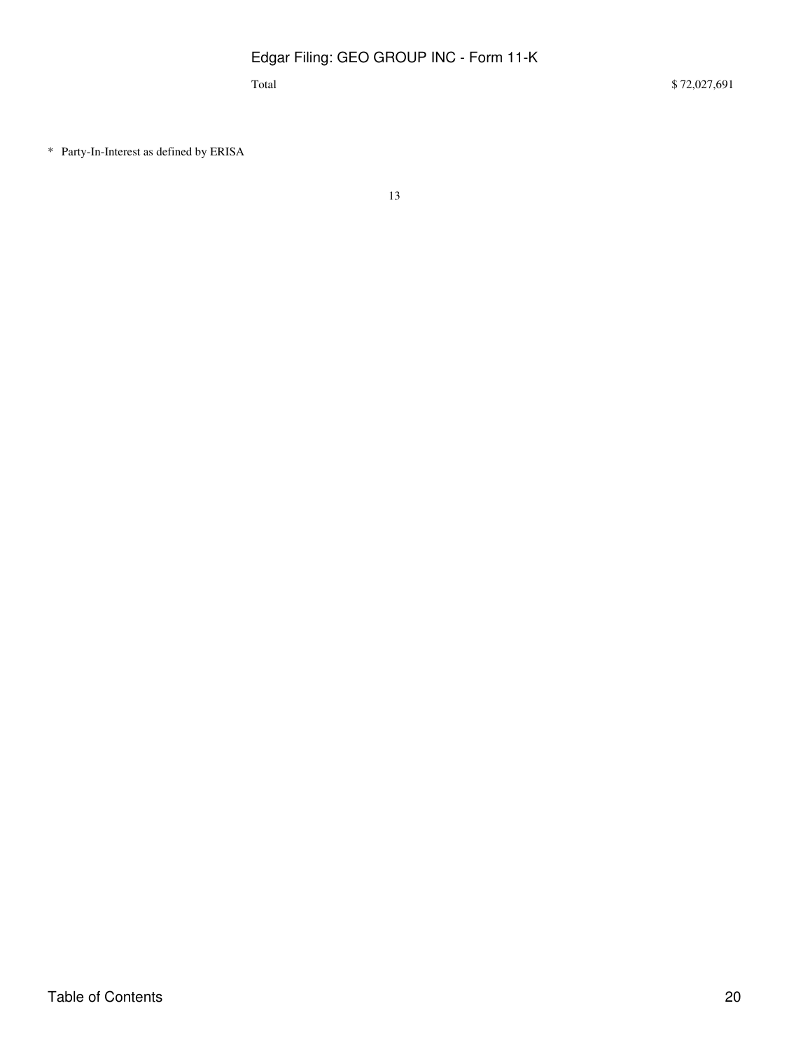| | |
|---|---|
| Total | $ 72,027,691 |

\* Party-In-Interest as defined by ERISA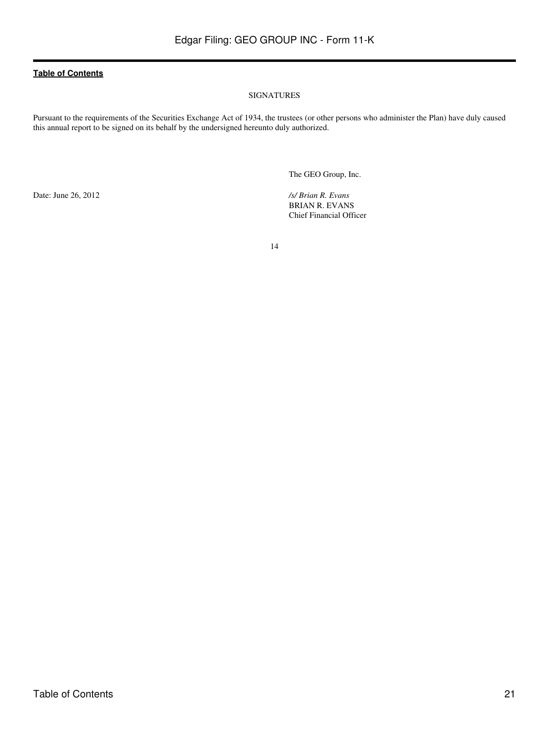[Table of Contents](#)

SIGNATURES

Pursuant to the requirements of the Securities Exchange Act of 1934, the trustees (or other persons who administer the Plan) have duly caused this annual report to be signed on its behalf by the undersigned hereunto duly authorized.

The GEO Group, Inc.

Date: June 26, 2012

*/s/ Brian R. Evans*
BRIAN R. EVANS
Chief Financial Officer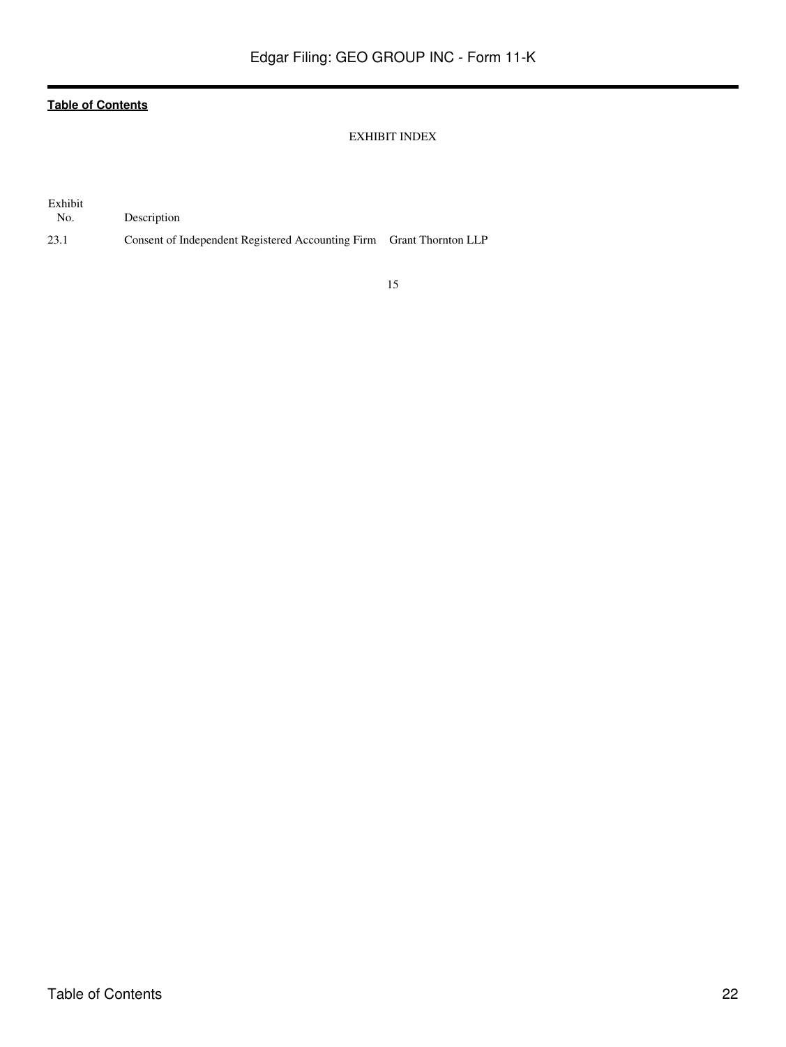EXHIBIT INDEX

| Exhibit No. | Description |
| --- | --- |
| 23.1 | Consent of Independent Registered Accounting Firm Grant Thornton LLP |